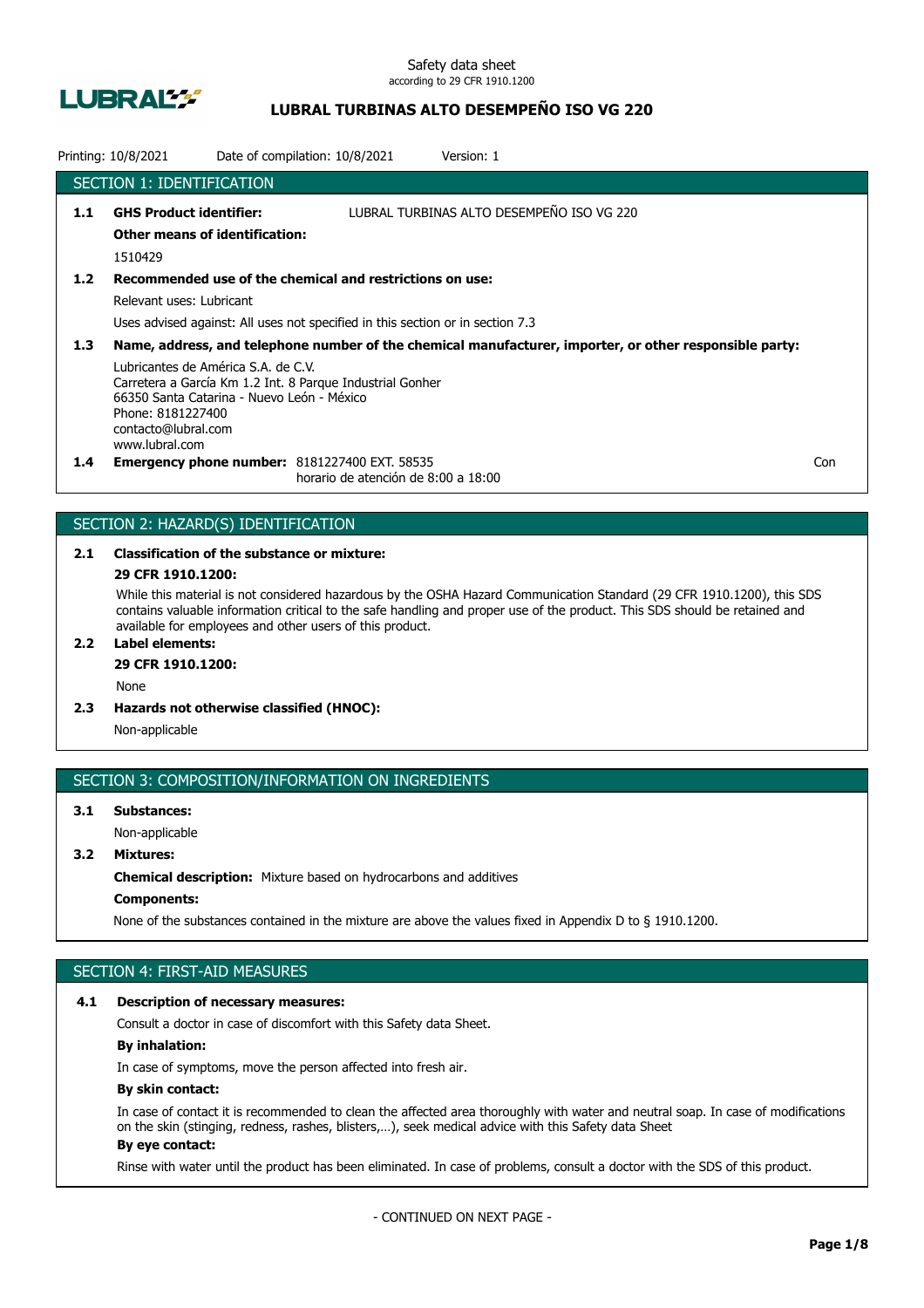Safety data sheet
according to 29 CFR 1910.1200

# LUBRAL TURBINAS ALTO DESEMPEÑO ISO VG 220

Printing: 10/8/2021 Date of compilation: 10/8/2021 Version: 1

## SECTION 1: IDENTIFICATION

**1.1 GHS Product identifier:** LUBRAL TURBINAS ALTO DESEMPEÑO ISO VG 220

**Other means of identification:**

1510429

**1.2 Recommended use of the chemical and restrictions on use:**

Relevant uses: Lubricant

Uses advised against: All uses not specified in this section or in section 7.3

**1.3 Name, address, and telephone number of the chemical manufacturer, importer, or other responsible party:**

Lubricantes de América S.A. de C.V.
Carretera a García Km 1.2 Int. 8 Parque Industrial Gonher
66350 Santa Catarina - Nuevo León - México
Phone: 8181227400
contacto@lubral.com
www.lubral.com

**1.4 Emergency phone number:** 8181227400 EXT. 58535
horario de atención de 8:00 a 18:00 Con

## SECTION 2: HAZARD(S) IDENTIFICATION

**2.1 Classification of the substance or mixture:**

**29 CFR 1910.1200:**

While this material is not considered hazardous by the OSHA Hazard Communication Standard (29 CFR 1910.1200), this SDS contains valuable information critical to the safe handling and proper use of the product. This SDS should be retained and available for employees and other users of this product.

**2.2 Label elements:**

**29 CFR 1910.1200:**

None

**2.3 Hazards not otherwise classified (HNOC):**

Non-applicable

## SECTION 3: COMPOSITION/INFORMATION ON INGREDIENTS

**3.1 Substances:**

Non-applicable

**3.2 Mixtures:**

**Chemical description:** Mixture based on hydrocarbons and additives

**Components:**

None of the substances contained in the mixture are above the values fixed in Appendix D to § 1910.1200.

## SECTION 4: FIRST-AID MEASURES

**4.1 Description of necessary measures:**

Consult a doctor in case of discomfort with this Safety data Sheet.

**By inhalation:**

In case of symptoms, move the person affected into fresh air.

**By skin contact:**

In case of contact it is recommended to clean the affected area thoroughly with water and neutral soap. In case of modifications on the skin (stinging, redness, rashes, blisters,…), seek medical advice with this Safety data Sheet

**By eye contact:**

Rinse with water until the product has been eliminated. In case of problems, consult a doctor with the SDS of this product.

- CONTINUED ON NEXT PAGE -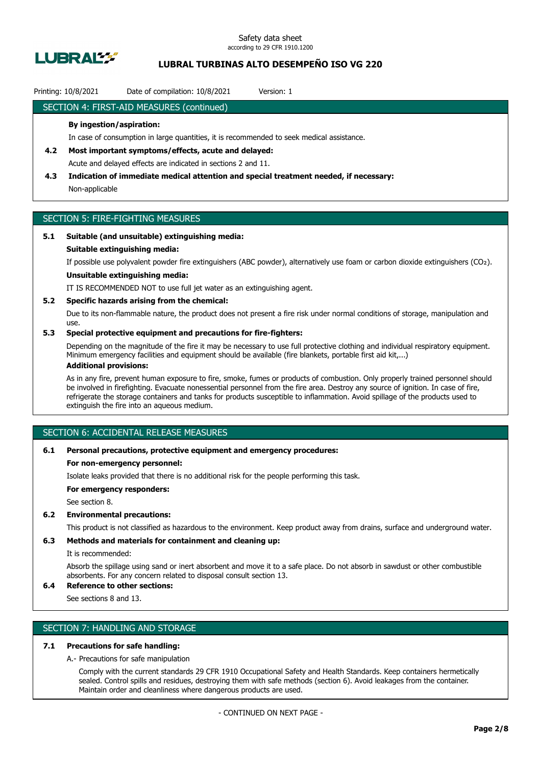## SECTION 4: FIRST-AID MEASURES (continued)

**By ingestion/aspiration:**

In case of consumption in large quantities, it is recommended to seek medical assistance.

**4.2 Most important symptoms/effects, acute and delayed:**

Acute and delayed effects are indicated in sections 2 and 11.

**4.3 Indication of immediate medical attention and special treatment needed, if necessary:**

Non-applicable

## SECTION 5: FIRE-FIGHTING MEASURES

**5.1 Suitable (and unsuitable) extinguishing media:**

**Suitable extinguishing media:**

If possible use polyvalent powder fire extinguishers (ABC powder), alternatively use foam or carbon dioxide extinguishers ($CO_2$).

**Unsuitable extinguishing media:**

IT IS RECOMMENDED NOT to use full jet water as an extinguishing agent.

**5.2 Specific hazards arising from the chemical:**

Due to its non-flammable nature, the product does not present a fire risk under normal conditions of storage, manipulation and use.

**5.3 Special protective equipment and precautions for fire-fighters:**

Depending on the magnitude of the fire it may be necessary to use full protective clothing and individual respiratory equipment. Minimum emergency facilities and equipment should be available (fire blankets, portable first aid kit,...)

**Additional provisions:**

As in any fire, prevent human exposure to fire, smoke, fumes or products of combustion. Only properly trained personnel should be involved in firefighting. Evacuate nonessential personnel from the fire area. Destroy any source of ignition. In case of fire, refrigerate the storage containers and tanks for products susceptible to inflammation. Avoid spillage of the products used to extinguish the fire into an aqueous medium.

## SECTION 6: ACCIDENTAL RELEASE MEASURES

**6.1 Personal precautions, protective equipment and emergency procedures:**

**For non-emergency personnel:**

Isolate leaks provided that there is no additional risk for the people performing this task.

**For emergency responders:**

See section 8.

**6.2 Environmental precautions:**

This product is not classified as hazardous to the environment. Keep product away from drains, surface and underground water.

**6.3 Methods and materials for containment and cleaning up:**

It is recommended:

Absorb the spillage using sand or inert absorbent and move it to a safe place. Do not absorb in sawdust or other combustible absorbents. For any concern related to disposal consult section 13.

**6.4 Reference to other sections:**

See sections 8 and 13.

## SECTION 7: HANDLING AND STORAGE

**7.1 Precautions for safe handling:**

A.- Precautions for safe manipulation

Comply with the current standards 29 CFR 1910 Occupational Safety and Health Standards. Keep containers hermetically sealed. Control spills and residues, destroying them with safe methods (section 6). Avoid leakages from the container. Maintain order and cleanliness where dangerous products are used.

- CONTINUED ON NEXT PAGE -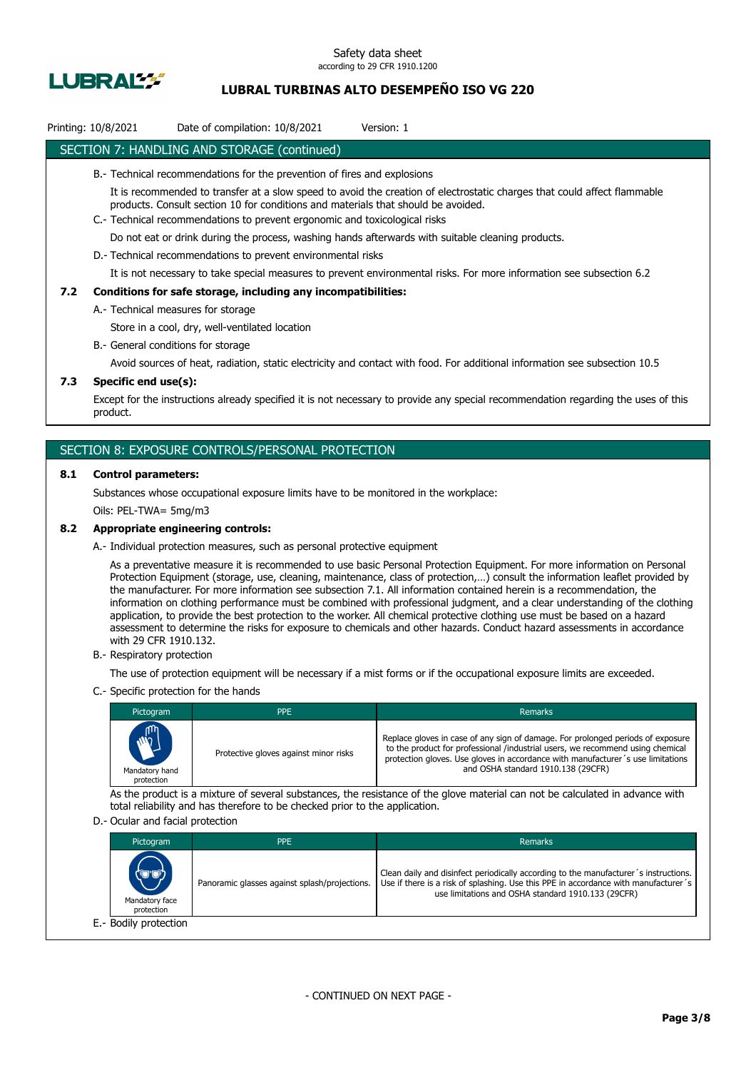## SECTION 7: HANDLING AND STORAGE (continued)

B.- Technical recommendations for the prevention of fires and explosions

It is recommended to transfer at a slow speed to avoid the creation of electrostatic charges that could affect flammable products. Consult section 10 for conditions and materials that should be avoided.

C.- Technical recommendations to prevent ergonomic and toxicological risks

Do not eat or drink during the process, washing hands afterwards with suitable cleaning products.

D.- Technical recommendations to prevent environmental risks

It is not necessary to take special measures to prevent environmental risks. For more information see subsection 6.2

### 7.2 Conditions for safe storage, including any incompatibilities:

A.- Technical measures for storage

Store in a cool, dry, well-ventilated location

B.- General conditions for storage

Avoid sources of heat, radiation, static electricity and contact with food. For additional information see subsection 10.5

### 7.3 Specific end use(s):

Except for the instructions already specified it is not necessary to provide any special recommendation regarding the uses of this product.

## SECTION 8: EXPOSURE CONTROLS/PERSONAL PROTECTION

### 8.1 Control parameters:

Substances whose occupational exposure limits have to be monitored in the workplace:

Oils: PEL-TWA= 5mg/m3

### 8.2 Appropriate engineering controls:

A.- Individual protection measures, such as personal protective equipment

As a preventative measure it is recommended to use basic Personal Protection Equipment. For more information on Personal Protection Equipment (storage, use, cleaning, maintenance, class of protection,…) consult the information leaflet provided by the manufacturer. For more information see subsection 7.1. All information contained herein is a recommendation, the information on clothing performance must be combined with professional judgment, and a clear understanding of the clothing application, to provide the best protection to the worker. All chemical protective clothing use must be based on a hazard assessment to determine the risks for exposure to chemicals and other hazards. Conduct hazard assessments in accordance with 29 CFR 1910.132.

B.- Respiratory protection

The use of protection equipment will be necessary if a mist forms or if the occupational exposure limits are exceeded.

C.- Specific protection for the hands

| Pictogram | PPE | Remarks |
|---|---|---|
| Mandatory hand protection | Protective gloves against minor risks | Replace gloves in case of any sign of damage. For prolonged periods of exposure to the product for professional /industrial users, we recommend using chemical protection gloves. Use gloves in accordance with manufacturer´s use limitations and OSHA standard 1910.138 (29CFR) |

As the product is a mixture of several substances, the resistance of the glove material can not be calculated in advance with total reliability and has therefore to be checked prior to the application.

D.- Ocular and facial protection

| Pictogram | PPE | Remarks |
|---|---|---|
| Mandatory face protection | Panoramic glasses against splash/projections. | Clean daily and disinfect periodically according to the manufacturer´s instructions. Use if there is a risk of splashing. Use this PPE in accordance with manufacturer´s use limitations and OSHA standard 1910.133 (29CFR) |

E.- Bodily protection

- CONTINUED ON NEXT PAGE -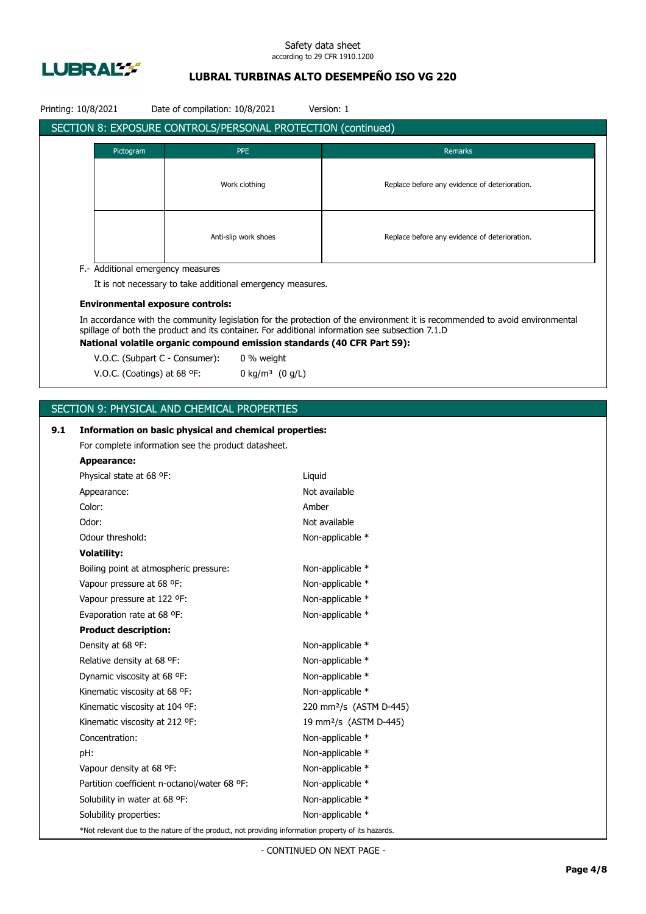## SECTION 8: EXPOSURE CONTROLS/PERSONAL PROTECTION (continued)

| Pictogram | PPE | Remarks |
|---|---|---|
| | Work clothing | Replace before any evidence of deterioration. |
| | Anti-slip work shoes | Replace before any evidence of deterioration. |

F.- Additional emergency measures

It is not necessary to take additional emergency measures.

**Environmental exposure controls:**

In accordance with the community legislation for the protection of the environment it is recommended to avoid environmental spillage of both the product and its container. For additional information see subsection 7.1.D

**National volatile organic compound emission standards (40 CFR Part 59):**

V.O.C. (Subpart C - Consumer): 0 % weight

V.O.C. (Coatings) at 68 ºF: 0 kg/m³ (0 g/L)

## SECTION 9: PHYSICAL AND CHEMICAL PROPERTIES

**9.1 Information on basic physical and chemical properties:**

For complete information see the product datasheet.

**Appearance:**

| | |
|---|---|
| Physical state at 68 ºF: | Liquid |
| Appearance: | Not available |
| Color: | Amber |
| Odor: | Not available |
| Odour threshold: | Non-applicable * |

**Volatility:**

| | |
|---|---|
| Boiling point at atmospheric pressure: | Non-applicable * |
| Vapour pressure at 68 ºF: | Non-applicable * |
| Vapour pressure at 122 ºF: | Non-applicable * |
| Evaporation rate at 68 ºF: | Non-applicable * |

**Product description:**

| | |
|---|---|
| Density at 68 ºF: | Non-applicable * |
| Relative density at 68 ºF: | Non-applicable * |
| Dynamic viscosity at 68 ºF: | Non-applicable * |
| Kinematic viscosity at 68 ºF: | Non-applicable * |
| Kinematic viscosity at 104 ºF: | 220 mm²/s (ASTM D-445) |
| Kinematic viscosity at 212 ºF: | 19 mm²/s (ASTM D-445) |
| Concentration: | Non-applicable * |
| pH: | Non-applicable * |
| Vapour density at 68 ºF: | Non-applicable * |
| Partition coefficient n-octanol/water 68 ºF: | Non-applicable * |
| Solubility in water at 68 ºF: | Non-applicable * |
| Solubility properties: | Non-applicable * |

*Not relevant due to the nature of the product, not providing information property of its hazards.

- CONTINUED ON NEXT PAGE -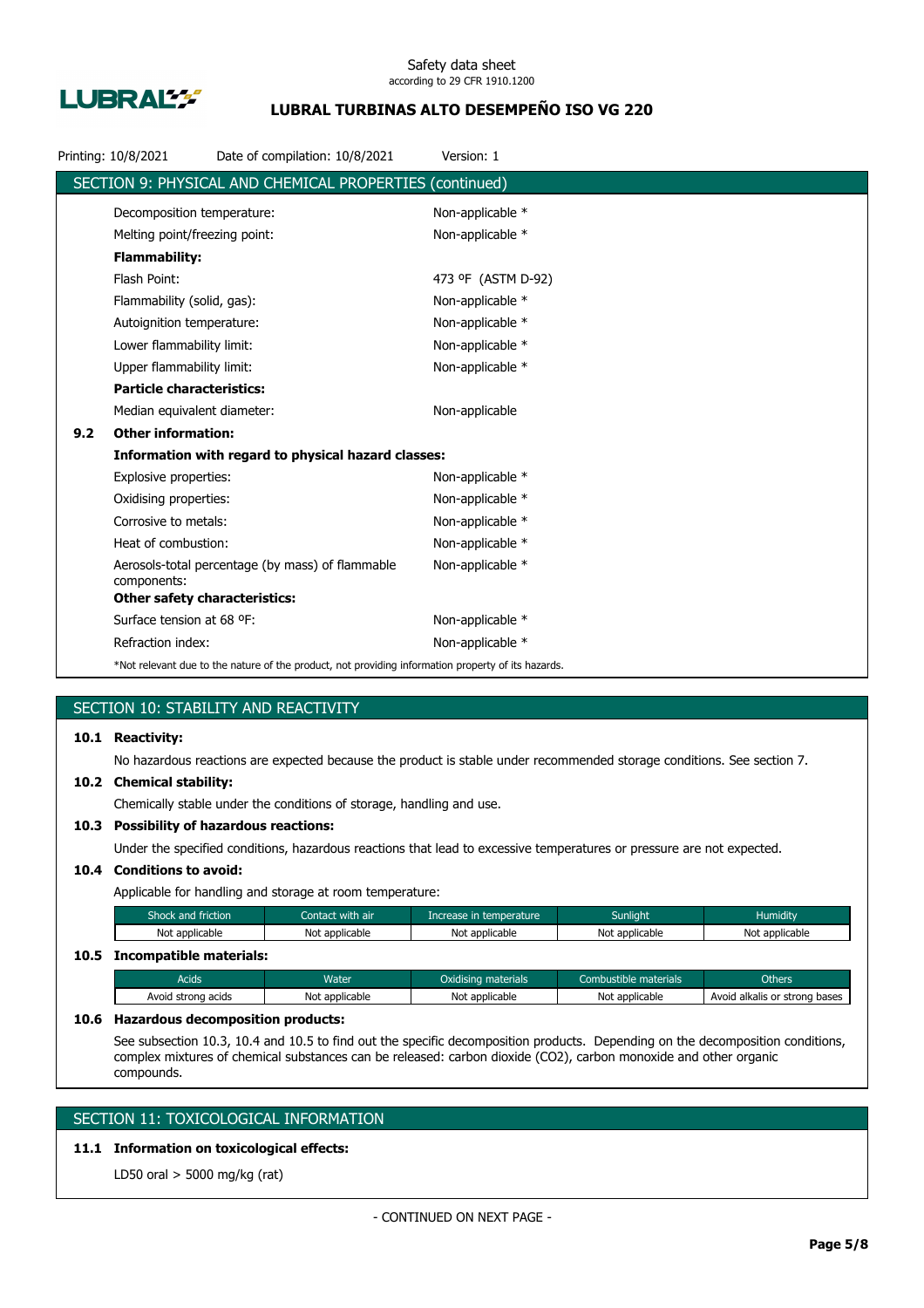## SECTION 9: PHYSICAL AND CHEMICAL PROPERTIES (continued)

Decomposition temperature: Non-applicable *

Melting point/freezing point: Non-applicable *

**Flammability:**

Flash Point: 473 ºF (ASTM D-92)

Flammability (solid, gas): Non-applicable *

Autoignition temperature: Non-applicable *

Lower flammability limit: Non-applicable *

Upper flammability limit: Non-applicable *

**Particle characteristics:**

Median equivalent diameter: Non-applicable

### 9.2 Other information:

**Information with regard to physical hazard classes:**

Explosive properties: Non-applicable *

Oxidising properties: Non-applicable *

Corrosive to metals: Non-applicable *

Heat of combustion: Non-applicable *

Aerosols-total percentage (by mass) of flammable components: Non-applicable *

**Other safety characteristics:**

Surface tension at 68 ºF: Non-applicable *

Refraction index: Non-applicable *

*Not relevant due to the nature of the product, not providing information property of its hazards.

## SECTION 10: STABILITY AND REACTIVITY

### 10.1 Reactivity:

No hazardous reactions are expected because the product is stable under recommended storage conditions. See section 7.

### 10.2 Chemical stability:

Chemically stable under the conditions of storage, handling and use.

### 10.3 Possibility of hazardous reactions:

Under the specified conditions, hazardous reactions that lead to excessive temperatures or pressure are not expected.

### 10.4 Conditions to avoid:

Applicable for handling and storage at room temperature:

| Shock and friction | Contact with air | Increase in temperature | Sunlight | Humidity |
|---|---|---|---|---|
| Not applicable | Not applicable | Not applicable | Not applicable | Not applicable |

### 10.5 Incompatible materials:

| Acids | Water | Oxidising materials | Combustible materials | Others |
|---|---|---|---|---|
| Avoid strong acids | Not applicable | Not applicable | Not applicable | Avoid alkalis or strong bases |

### 10.6 Hazardous decomposition products:

See subsection 10.3, 10.4 and 10.5 to find out the specific decomposition products. Depending on the decomposition conditions, complex mixtures of chemical substances can be released: carbon dioxide ($CO_2$), carbon monoxide and other organic compounds.

## SECTION 11: TOXICOLOGICAL INFORMATION

### 11.1 Information on toxicological effects:

LD50 oral > 5000 mg/kg (rat)

- CONTINUED ON NEXT PAGE -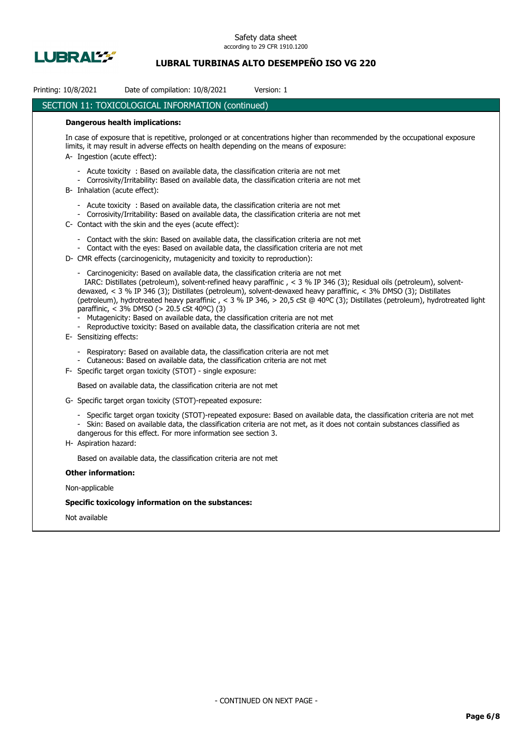## SECTION 11: TOXICOLOGICAL INFORMATION (continued)

**Dangerous health implications:**

In case of exposure that is repetitive, prolonged or at concentrations higher than recommended by the occupational exposure limits, it may result in adverse effects on health depending on the means of exposure:

A- Ingestion (acute effect):

- Acute toxicity : Based on available data, the classification criteria are not met
- Corrosivity/Irritability: Based on available data, the classification criteria are not met

B- Inhalation (acute effect):

- Acute toxicity : Based on available data, the classification criteria are not met
- Corrosivity/Irritability: Based on available data, the classification criteria are not met

C- Contact with the skin and the eyes (acute effect):

- Contact with the skin: Based on available data, the classification criteria are not met
- Contact with the eyes: Based on available data, the classification criteria are not met

D- CMR effects (carcinogenicity, mutagenicity and toxicity to reproduction):

- Carcinogenicity: Based on available data, the classification criteria are not met
  IARC: Distillates (petroleum), solvent-refined heavy paraffinic , < 3 % IP 346 (3); Residual oils (petroleum), solvent-dewaxed, < 3 % IP 346 (3); Distillates (petroleum), solvent-dewaxed heavy paraffinic, < 3% DMSO (3); Distillates (petroleum), hydrotreated heavy paraffinic , < 3 % IP 346, > 20,5 cSt @ 40ºC (3); Distillates (petroleum), hydrotreated light paraffinic, < 3% DMSO (> 20.5 cSt 40ºC) (3)
- Mutagenicity: Based on available data, the classification criteria are not met
- Reproductive toxicity: Based on available data, the classification criteria are not met

E- Sensitizing effects:

- Respiratory: Based on available data, the classification criteria are not met
- Cutaneous: Based on available data, the classification criteria are not met

F- Specific target organ toxicity (STOT) - single exposure:

Based on available data, the classification criteria are not met

G- Specific target organ toxicity (STOT)-repeated exposure:

- Specific target organ toxicity (STOT)-repeated exposure: Based on available data, the classification criteria are not met
- Skin: Based on available data, the classification criteria are not met, as it does not contain substances classified as dangerous for this effect. For more information see section 3.

H- Aspiration hazard:

Based on available data, the classification criteria are not met

**Other information:**

Non-applicable

**Specific toxicology information on the substances:**

Not available

- CONTINUED ON NEXT PAGE -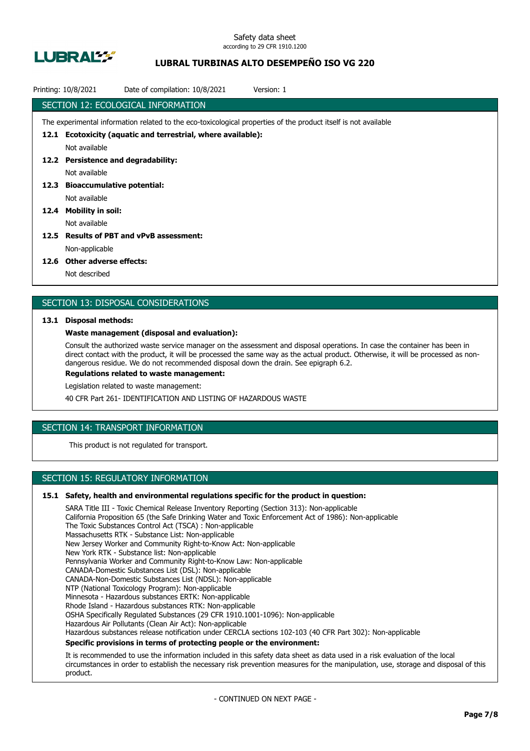## SECTION 12: ECOLOGICAL INFORMATION

The experimental information related to the eco-toxicological properties of the product itself is not available

**12.1 Ecotoxicity (aquatic and terrestrial, where available):**

Not available

**12.2 Persistence and degradability:**

Not available

**12.3 Bioaccumulative potential:**

Not available

**12.4 Mobility in soil:**

Not available

**12.5 Results of PBT and vPvB assessment:**

Non-applicable

**12.6 Other adverse effects:**

Not described

## SECTION 13: DISPOSAL CONSIDERATIONS

**13.1 Disposal methods:**

**Waste management (disposal and evaluation):**

Consult the authorized waste service manager on the assessment and disposal operations. In case the container has been in direct contact with the product, it will be processed the same way as the actual product. Otherwise, it will be processed as non-dangerous residue. We do not recommended disposal down the drain. See epigraph 6.2.

**Regulations related to waste management:**

Legislation related to waste management:

40 CFR Part 261- IDENTIFICATION AND LISTING OF HAZARDOUS WASTE

## SECTION 14: TRANSPORT INFORMATION

This product is not regulated for transport.

## SECTION 15: REGULATORY INFORMATION

**15.1 Safety, health and environmental regulations specific for the product in question:**

SARA Title III - Toxic Chemical Release Inventory Reporting (Section 313): Non-applicable
California Proposition 65 (the Safe Drinking Water and Toxic Enforcement Act of 1986): Non-applicable
The Toxic Substances Control Act (TSCA) : Non-applicable
Massachusetts RTK - Substance List: Non-applicable
New Jersey Worker and Community Right-to-Know Act: Non-applicable
New York RTK - Substance list: Non-applicable
Pennsylvania Worker and Community Right-to-Know Law: Non-applicable
CANADA-Domestic Substances List (DSL): Non-applicable
CANADA-Non-Domestic Substances List (NDSL): Non-applicable
NTP (National Toxicology Program): Non-applicable
Minnesota - Hazardous substances ERTK: Non-applicable
Rhode Island - Hazardous substances RTK: Non-applicable
OSHA Specifically Regulated Substances (29 CFR 1910.1001-1096): Non-applicable
Hazardous Air Pollutants (Clean Air Act): Non-applicable
Hazardous substances release notification under CERCLA sections 102-103 (40 CFR Part 302): Non-applicable

**Specific provisions in terms of protecting people or the environment:**

It is recommended to use the information included in this safety data sheet as data used in a risk evaluation of the local circumstances in order to establish the necessary risk prevention measures for the manipulation, use, storage and disposal of this product.

- CONTINUED ON NEXT PAGE -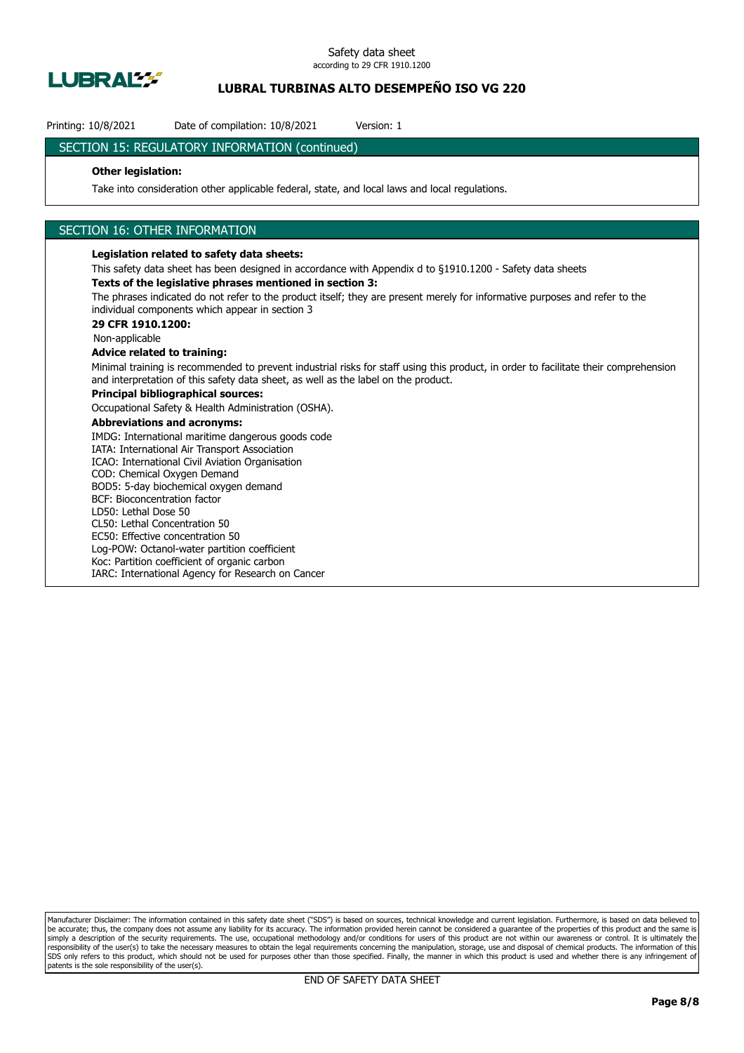## SECTION 15: REGULATORY INFORMATION (continued)

**Other legislation:**

Take into consideration other applicable federal, state, and local laws and local regulations.

## SECTION 16: OTHER INFORMATION

**Legislation related to safety data sheets:**

This safety data sheet has been designed in accordance with Appendix d to §1910.1200 - Safety data sheets

**Texts of the legislative phrases mentioned in section 3:**

The phrases indicated do not refer to the product itself; they are present merely for informative purposes and refer to the individual components which appear in section 3

**29 CFR 1910.1200:**

Non-applicable

**Advice related to training:**

Minimal training is recommended to prevent industrial risks for staff using this product, in order to facilitate their comprehension and interpretation of this safety data sheet, as well as the label on the product.

**Principal bibliographical sources:**

Occupational Safety & Health Administration (OSHA).

**Abbreviations and acronyms:**

IMDG: International maritime dangerous goods code
IATA: International Air Transport Association
ICAO: International Civil Aviation Organisation
COD: Chemical Oxygen Demand
BOD5: 5-day biochemical oxygen demand
BCF: Bioconcentration factor
LD50: Lethal Dose 50
CL50: Lethal Concentration 50
EC50: Effective concentration 50
Log-POW: Octanol-water partition coefficient
Koc: Partition coefficient of organic carbon
IARC: International Agency for Research on Cancer

Manufacturer Disclaimer: The information contained in this safety date sheet ("SDS") is based on sources, technical knowledge and current legislation. Furthermore, is based on data believed to be accurate; thus, the company does not assume any liability for its accuracy. The information provided herein cannot be considered a guarantee of the properties of this product and the same is simply a description of the security requirements. The use, occupational methodology and/or conditions for users of this product are not within our awareness or control. It is ultimately the responsibility of the user(s) to take the necessary measures to obtain the legal requirements concerning the manipulation, storage, use and disposal of chemical products. The information of this SDS only refers to this product, which should not be used for purposes other than those specified. Finally, the manner in which this product is used and whether there is any infringement of patents is the sole responsibility of the user(s).

END OF SAFETY DATA SHEET